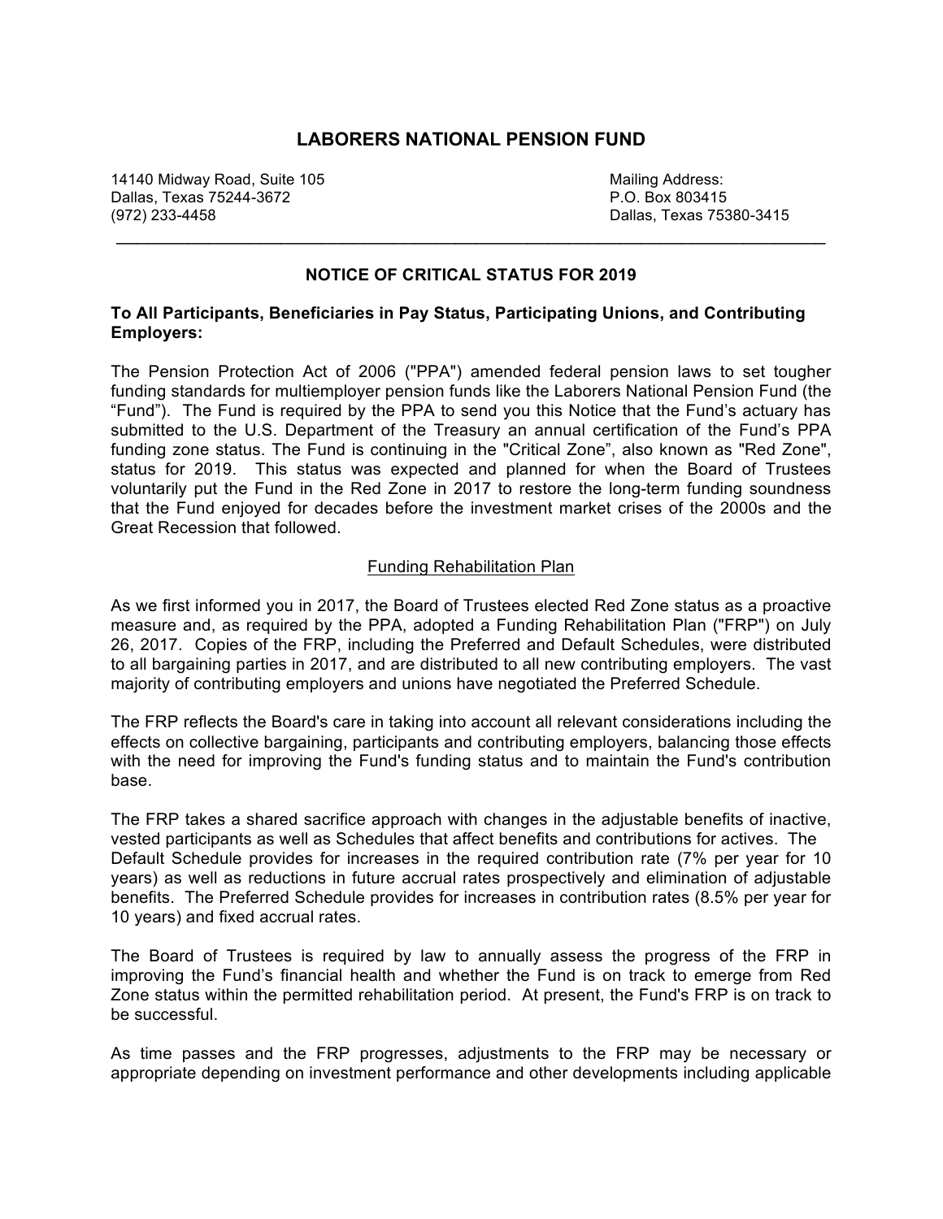# LABORERS NATIONAL PENSION FUND

14140 Midway Road, Suite 105
Dallas, Texas 75244-3672
(972) 233-4458

Mailing Address:
P.O. Box 803415
Dallas, Texas 75380-3415

---

## NOTICE OF CRITICAL STATUS FOR 2019

**To All Participants, Beneficiaries in Pay Status, Participating Unions, and Contributing Employers:**

The Pension Protection Act of 2006 ("PPA") amended federal pension laws to set tougher funding standards for multiemployer pension funds like the Laborers National Pension Fund (the "Fund"). The Fund is required by the PPA to send you this Notice that the Fund's actuary has submitted to the U.S. Department of the Treasury an annual certification of the Fund's PPA funding zone status. The Fund is continuing in the "Critical Zone", also known as "Red Zone", status for 2019. This status was expected and planned for when the Board of Trustees voluntarily put the Fund in the Red Zone in 2017 to restore the long-term funding soundness that the Fund enjoyed for decades before the investment market crises of the 2000s and the Great Recession that followed.

### Funding Rehabilitation Plan

As we first informed you in 2017, the Board of Trustees elected Red Zone status as a proactive measure and, as required by the PPA, adopted a Funding Rehabilitation Plan ("FRP") on July 26, 2017. Copies of the FRP, including the Preferred and Default Schedules, were distributed to all bargaining parties in 2017, and are distributed to all new contributing employers. The vast majority of contributing employers and unions have negotiated the Preferred Schedule.

The FRP reflects the Board's care in taking into account all relevant considerations including the effects on collective bargaining, participants and contributing employers, balancing those effects with the need for improving the Fund's funding status and to maintain the Fund's contribution base.

The FRP takes a shared sacrifice approach with changes in the adjustable benefits of inactive, vested participants as well as Schedules that affect benefits and contributions for actives. The Default Schedule provides for increases in the required contribution rate (7% per year for 10 years) as well as reductions in future accrual rates prospectively and elimination of adjustable benefits. The Preferred Schedule provides for increases in contribution rates (8.5% per year for 10 years) and fixed accrual rates.

The Board of Trustees is required by law to annually assess the progress of the FRP in improving the Fund's financial health and whether the Fund is on track to emerge from Red Zone status within the permitted rehabilitation period. At present, the Fund's FRP is on track to be successful.

As time passes and the FRP progresses, adjustments to the FRP may be necessary or appropriate depending on investment performance and other developments including applicable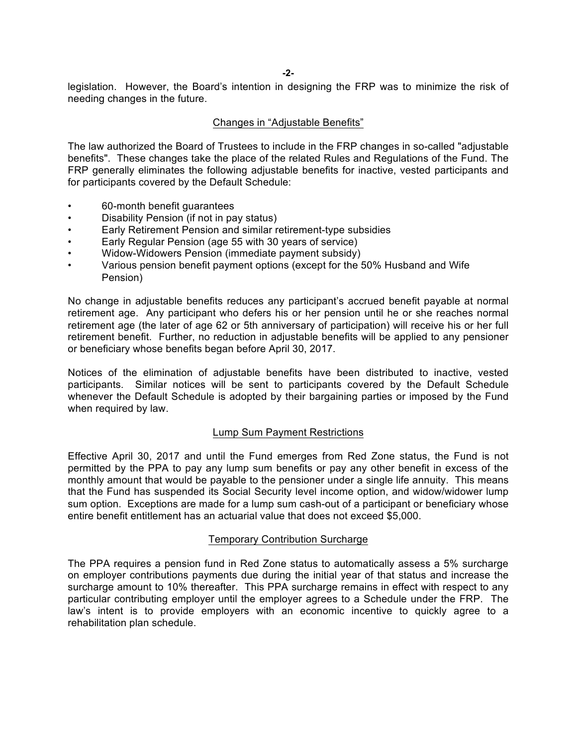legislation. However, the Board's intention in designing the FRP was to minimize the risk of needing changes in the future.

## Changes in "Adjustable Benefits"

The law authorized the Board of Trustees to include in the FRP changes in so-called "adjustable benefits". These changes take the place of the related Rules and Regulations of the Fund. The FRP generally eliminates the following adjustable benefits for inactive, vested participants and for participants covered by the Default Schedule:

- 60-month benefit guarantees
- Disability Pension (if not in pay status)
- Early Retirement Pension and similar retirement-type subsidies
- Early Regular Pension (age 55 with 30 years of service)
- Widow-Widowers Pension (immediate payment subsidy)
- Various pension benefit payment options (except for the 50% Husband and Wife Pension)

No change in adjustable benefits reduces any participant's accrued benefit payable at normal retirement age. Any participant who defers his or her pension until he or she reaches normal retirement age (the later of age 62 or 5th anniversary of participation) will receive his or her full retirement benefit. Further, no reduction in adjustable benefits will be applied to any pensioner or beneficiary whose benefits began before April 30, 2017.

Notices of the elimination of adjustable benefits have been distributed to inactive, vested participants. Similar notices will be sent to participants covered by the Default Schedule whenever the Default Schedule is adopted by their bargaining parties or imposed by the Fund when required by law.

## Lump Sum Payment Restrictions

Effective April 30, 2017 and until the Fund emerges from Red Zone status, the Fund is not permitted by the PPA to pay any lump sum benefits or pay any other benefit in excess of the monthly amount that would be payable to the pensioner under a single life annuity. This means that the Fund has suspended its Social Security level income option, and widow/widower lump sum option. Exceptions are made for a lump sum cash-out of a participant or beneficiary whose entire benefit entitlement has an actuarial value that does not exceed $5,000.

## Temporary Contribution Surcharge

The PPA requires a pension fund in Red Zone status to automatically assess a 5% surcharge on employer contributions payments due during the initial year of that status and increase the surcharge amount to 10% thereafter. This PPA surcharge remains in effect with respect to any particular contributing employer until the employer agrees to a Schedule under the FRP. The law's intent is to provide employers with an economic incentive to quickly agree to a rehabilitation plan schedule.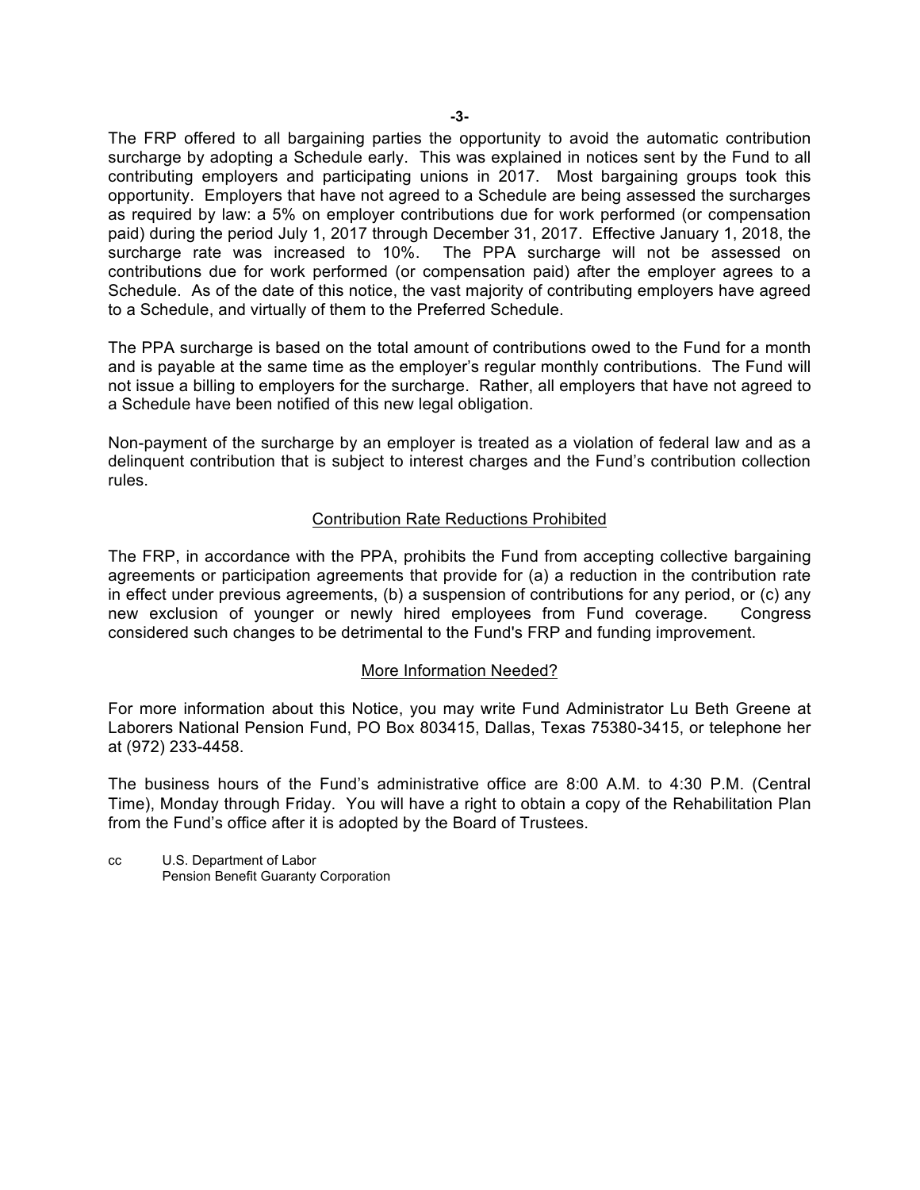The FRP offered to all bargaining parties the opportunity to avoid the automatic contribution surcharge by adopting a Schedule early. This was explained in notices sent by the Fund to all contributing employers and participating unions in 2017. Most bargaining groups took this opportunity. Employers that have not agreed to a Schedule are being assessed the surcharges as required by law: a 5% on employer contributions due for work performed (or compensation paid) during the period July 1, 2017 through December 31, 2017. Effective January 1, 2018, the surcharge rate was increased to 10%. The PPA surcharge will not be assessed on contributions due for work performed (or compensation paid) after the employer agrees to a Schedule. As of the date of this notice, the vast majority of contributing employers have agreed to a Schedule, and virtually of them to the Preferred Schedule.

The PPA surcharge is based on the total amount of contributions owed to the Fund for a month and is payable at the same time as the employer's regular monthly contributions. The Fund will not issue a billing to employers for the surcharge. Rather, all employers that have not agreed to a Schedule have been notified of this new legal obligation.

Non-payment of the surcharge by an employer is treated as a violation of federal law and as a delinquent contribution that is subject to interest charges and the Fund's contribution collection rules.

## Contribution Rate Reductions Prohibited

The FRP, in accordance with the PPA, prohibits the Fund from accepting collective bargaining agreements or participation agreements that provide for (a) a reduction in the contribution rate in effect under previous agreements, (b) a suspension of contributions for any period, or (c) any new exclusion of younger or newly hired employees from Fund coverage. Congress considered such changes to be detrimental to the Fund's FRP and funding improvement.

## More Information Needed?

For more information about this Notice, you may write Fund Administrator Lu Beth Greene at Laborers National Pension Fund, PO Box 803415, Dallas, Texas 75380-3415, or telephone her at (972) 233-4458.

The business hours of the Fund's administrative office are 8:00 A.M. to 4:30 P.M. (Central Time), Monday through Friday. You will have a right to obtain a copy of the Rehabilitation Plan from the Fund's office after it is adopted by the Board of Trustees.

cc U.S. Department of Labor
Pension Benefit Guaranty Corporation